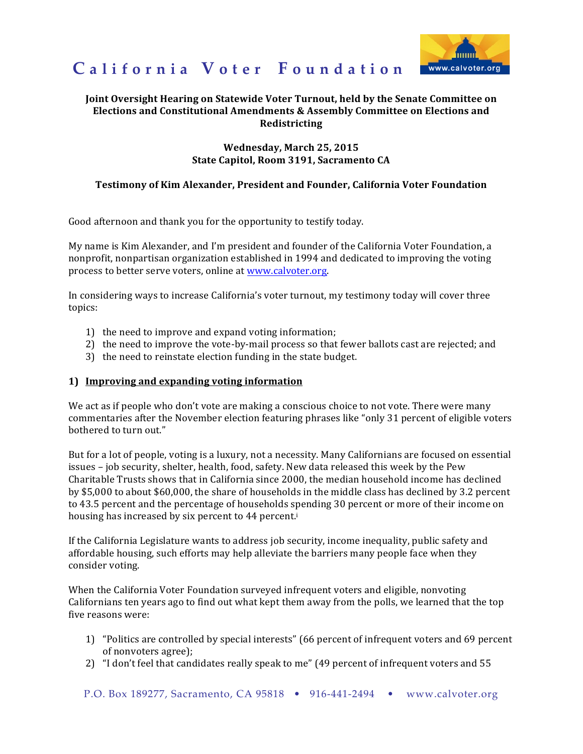# California Voter Foundation

**Joint Oversight Hearing on Statewide Voter Turnout, held by the Senate Committee on Elections and Constitutional Amendments & Assembly Committee on Elections and Redistricting**

**Wednesday, March 25, 2015**
**State Capitol, Room 3191, Sacramento CA**

**Testimony of Kim Alexander, President and Founder, California Voter Foundation**

Good afternoon and thank you for the opportunity to testify today.

My name is Kim Alexander, and I'm president and founder of the California Voter Foundation, a nonprofit, nonpartisan organization established in 1994 and dedicated to improving the voting process to better serve voters, online at www.calvoter.org.

In considering ways to increase California's voter turnout, my testimony today will cover three topics:

1) the need to improve and expand voting information;
2) the need to improve the vote-by-mail process so that fewer ballots cast are rejected; and
3) the need to reinstate election funding in the state budget.

## 1) Improving and expanding voting information

We act as if people who don't vote are making a conscious choice to not vote. There were many commentaries after the November election featuring phrases like "only 31 percent of eligible voters bothered to turn out."

But for a lot of people, voting is a luxury, not a necessity. Many Californians are focused on essential issues – job security, shelter, health, food, safety. New data released this week by the Pew Charitable Trusts shows that in California since 2000, the median household income has declined by $5,000 to about $60,000, the share of households in the middle class has declined by 3.2 percent to 43.5 percent and the percentage of households spending 30 percent or more of their income on housing has increased by six percent to 44 percent.[i]

If the California Legislature wants to address job security, income inequality, public safety and affordable housing, such efforts may help alleviate the barriers many people face when they consider voting.

When the California Voter Foundation surveyed infrequent voters and eligible, nonvoting Californians ten years ago to find out what kept them away from the polls, we learned that the top five reasons were:

1) "Politics are controlled by special interests" (66 percent of infrequent voters and 69 percent of nonvoters agree);
2) "I don't feel that candidates really speak to me" (49 percent of infrequent voters and 55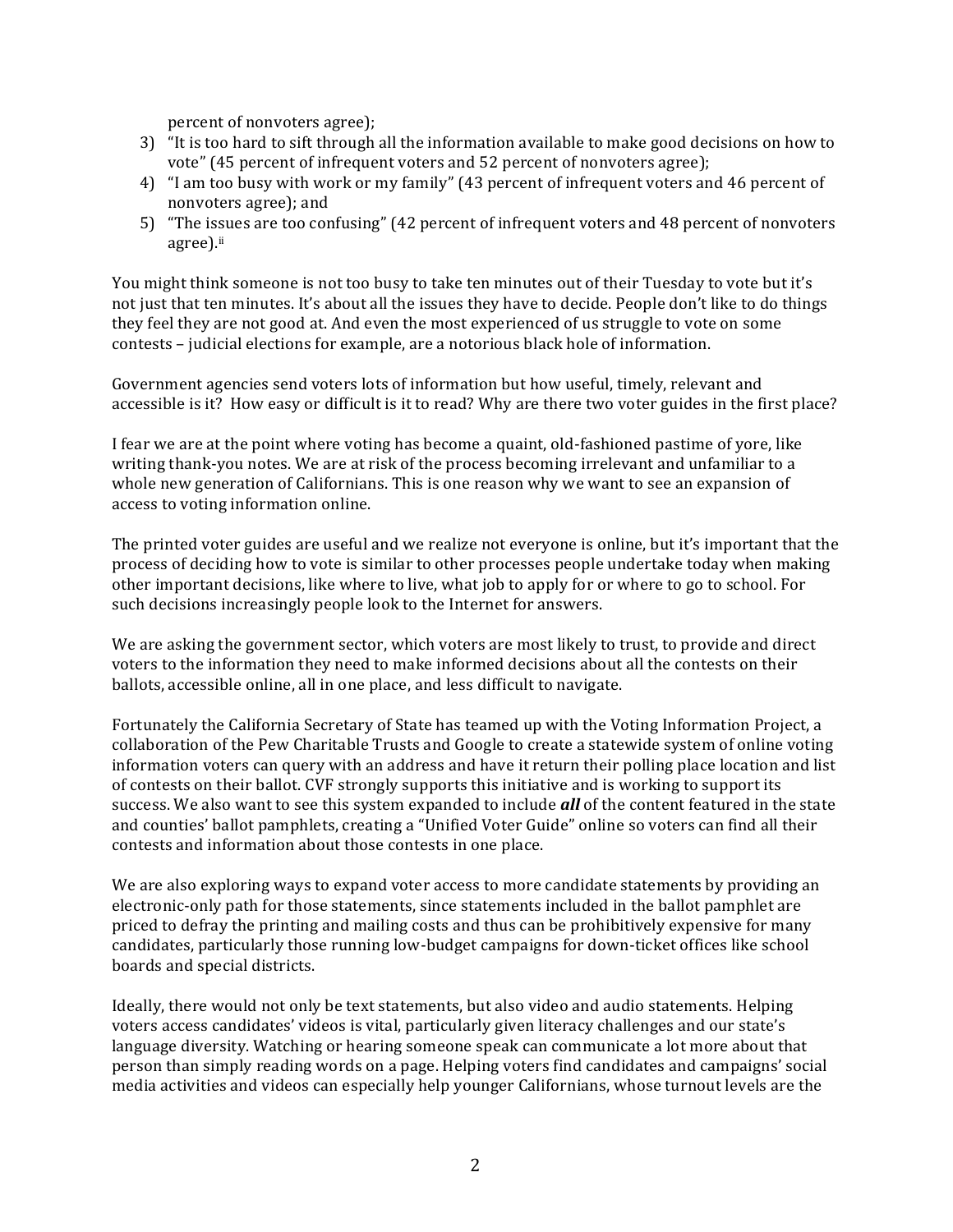percent of nonvoters agree);

3) "It is too hard to sift through all the information available to make good decisions on how to vote" (45 percent of infrequent voters and 52 percent of nonvoters agree);
4) "I am too busy with work or my family" (43 percent of infrequent voters and 46 percent of nonvoters agree); and
5) "The issues are too confusing" (42 percent of infrequent voters and 48 percent of nonvoters agree).[ii]

You might think someone is not too busy to take ten minutes out of their Tuesday to vote but it's not just that ten minutes. It's about all the issues they have to decide. People don't like to do things they feel they are not good at. And even the most experienced of us struggle to vote on some contests – judicial elections for example, are a notorious black hole of information.

Government agencies send voters lots of information but how useful, timely, relevant and accessible is it? How easy or difficult is it to read? Why are there two voter guides in the first place?

I fear we are at the point where voting has become a quaint, old-fashioned pastime of yore, like writing thank-you notes. We are at risk of the process becoming irrelevant and unfamiliar to a whole new generation of Californians. This is one reason why we want to see an expansion of access to voting information online.

The printed voter guides are useful and we realize not everyone is online, but it's important that the process of deciding how to vote is similar to other processes people undertake today when making other important decisions, like where to live, what job to apply for or where to go to school. For such decisions increasingly people look to the Internet for answers.

We are asking the government sector, which voters are most likely to trust, to provide and direct voters to the information they need to make informed decisions about all the contests on their ballots, accessible online, all in one place, and less difficult to navigate.

Fortunately the California Secretary of State has teamed up with the Voting Information Project, a collaboration of the Pew Charitable Trusts and Google to create a statewide system of online voting information voters can query with an address and have it return their polling place location and list of contests on their ballot. CVF strongly supports this initiative and is working to support its success. We also want to see this system expanded to include ***all*** of the content featured in the state and counties' ballot pamphlets, creating a "Unified Voter Guide" online so voters can find all their contests and information about those contests in one place.

We are also exploring ways to expand voter access to more candidate statements by providing an electronic-only path for those statements, since statements included in the ballot pamphlet are priced to defray the printing and mailing costs and thus can be prohibitively expensive for many candidates, particularly those running low-budget campaigns for down-ticket offices like school boards and special districts.

Ideally, there would not only be text statements, but also video and audio statements. Helping voters access candidates' videos is vital, particularly given literacy challenges and our state's language diversity. Watching or hearing someone speak can communicate a lot more about that person than simply reading words on a page. Helping voters find candidates and campaigns' social media activities and videos can especially help younger Californians, whose turnout levels are the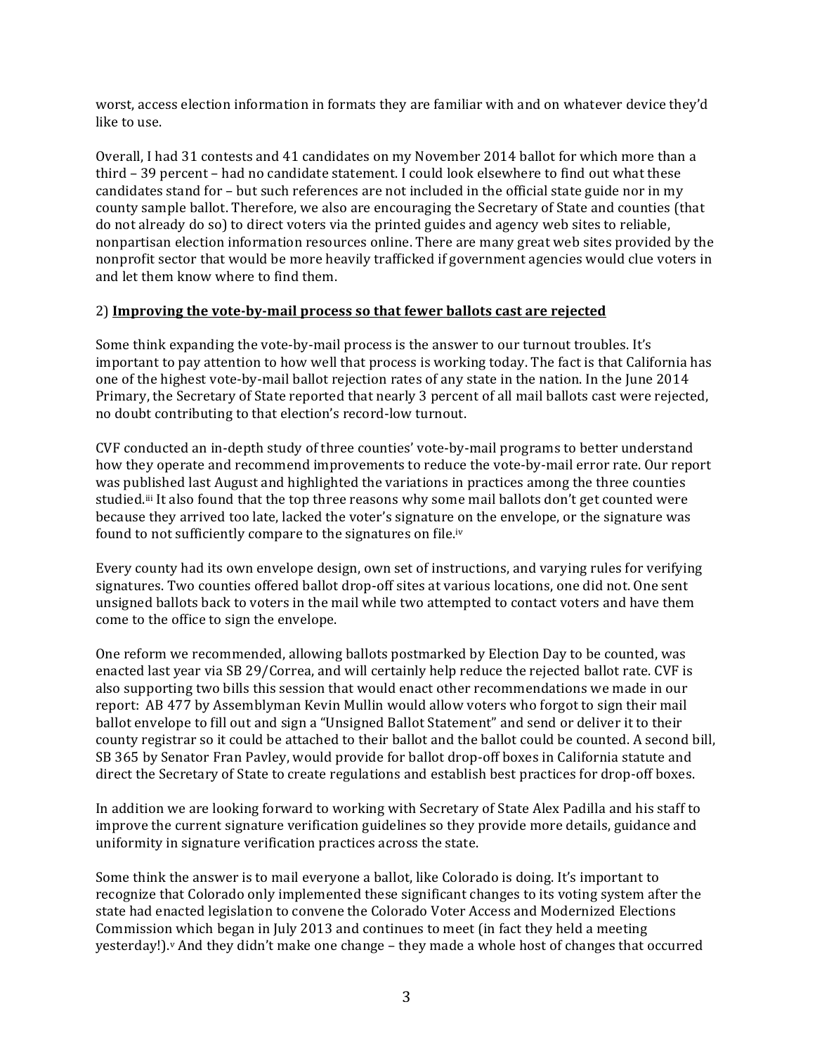worst, access election information in formats they are familiar with and on whatever device they'd like to use.

Overall, I had 31 contests and 41 candidates on my November 2014 ballot for which more than a third – 39 percent – had no candidate statement. I could look elsewhere to find out what these candidates stand for – but such references are not included in the official state guide nor in my county sample ballot. Therefore, we also are encouraging the Secretary of State and counties (that do not already do so) to direct voters via the printed guides and agency web sites to reliable, nonpartisan election information resources online. There are many great web sites provided by the nonprofit sector that would be more heavily trafficked if government agencies would clue voters in and let them know where to find them.

2) **Improving the vote-by-mail process so that fewer ballots cast are rejected**

Some think expanding the vote-by-mail process is the answer to our turnout troubles. It's important to pay attention to how well that process is working today. The fact is that California has one of the highest vote-by-mail ballot rejection rates of any state in the nation. In the June 2014 Primary, the Secretary of State reported that nearly 3 percent of all mail ballots cast were rejected, no doubt contributing to that election's record-low turnout.

CVF conducted an in-depth study of three counties' vote-by-mail programs to better understand how they operate and recommend improvements to reduce the vote-by-mail error rate. Our report was published last August and highlighted the variations in practices among the three counties studied.[iii] It also found that the top three reasons why some mail ballots don't get counted were because they arrived too late, lacked the voter's signature on the envelope, or the signature was found to not sufficiently compare to the signatures on file.[iv]

Every county had its own envelope design, own set of instructions, and varying rules for verifying signatures. Two counties offered ballot drop-off sites at various locations, one did not. One sent unsigned ballots back to voters in the mail while two attempted to contact voters and have them come to the office to sign the envelope.

One reform we recommended, allowing ballots postmarked by Election Day to be counted, was enacted last year via SB 29/Correa, and will certainly help reduce the rejected ballot rate. CVF is also supporting two bills this session that would enact other recommendations we made in our report: AB 477 by Assemblyman Kevin Mullin would allow voters who forgot to sign their mail ballot envelope to fill out and sign a "Unsigned Ballot Statement" and send or deliver it to their county registrar so it could be attached to their ballot and the ballot could be counted. A second bill, SB 365 by Senator Fran Pavley, would provide for ballot drop-off boxes in California statute and direct the Secretary of State to create regulations and establish best practices for drop-off boxes.

In addition we are looking forward to working with Secretary of State Alex Padilla and his staff to improve the current signature verification guidelines so they provide more details, guidance and uniformity in signature verification practices across the state.

Some think the answer is to mail everyone a ballot, like Colorado is doing. It's important to recognize that Colorado only implemented these significant changes to its voting system after the state had enacted legislation to convene the Colorado Voter Access and Modernized Elections Commission which began in July 2013 and continues to meet (in fact they held a meeting yesterday!).[v] And they didn't make one change – they made a whole host of changes that occurred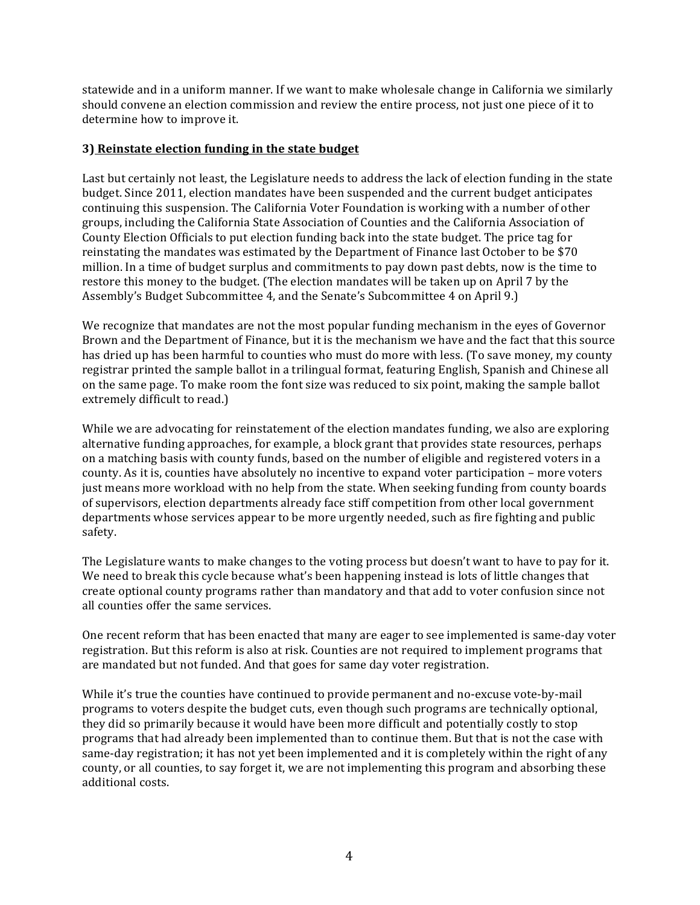statewide and in a uniform manner. If we want to make wholesale change in California we similarly should convene an election commission and review the entire process, not just one piece of it to determine how to improve it.

**3) Reinstate election funding in the state budget**

Last but certainly not least, the Legislature needs to address the lack of election funding in the state budget. Since 2011, election mandates have been suspended and the current budget anticipates continuing this suspension. The California Voter Foundation is working with a number of other groups, including the California State Association of Counties and the California Association of County Election Officials to put election funding back into the state budget. The price tag for reinstating the mandates was estimated by the Department of Finance last October to be $70 million. In a time of budget surplus and commitments to pay down past debts, now is the time to restore this money to the budget. (The election mandates will be taken up on April 7 by the Assembly's Budget Subcommittee 4, and the Senate's Subcommittee 4 on April 9.)

We recognize that mandates are not the most popular funding mechanism in the eyes of Governor Brown and the Department of Finance, but it is the mechanism we have and the fact that this source has dried up has been harmful to counties who must do more with less. (To save money, my county registrar printed the sample ballot in a trilingual format, featuring English, Spanish and Chinese all on the same page. To make room the font size was reduced to six point, making the sample ballot extremely difficult to read.)

While we are advocating for reinstatement of the election mandates funding, we also are exploring alternative funding approaches, for example, a block grant that provides state resources, perhaps on a matching basis with county funds, based on the number of eligible and registered voters in a county. As it is, counties have absolutely no incentive to expand voter participation – more voters just means more workload with no help from the state. When seeking funding from county boards of supervisors, election departments already face stiff competition from other local government departments whose services appear to be more urgently needed, such as fire fighting and public safety.

The Legislature wants to make changes to the voting process but doesn't want to have to pay for it. We need to break this cycle because what's been happening instead is lots of little changes that create optional county programs rather than mandatory and that add to voter confusion since not all counties offer the same services.

One recent reform that has been enacted that many are eager to see implemented is same-day voter registration. But this reform is also at risk. Counties are not required to implement programs that are mandated but not funded. And that goes for same day voter registration.

While it's true the counties have continued to provide permanent and no-excuse vote-by-mail programs to voters despite the budget cuts, even though such programs are technically optional, they did so primarily because it would have been more difficult and potentially costly to stop programs that had already been implemented than to continue them. But that is not the case with same-day registration; it has not yet been implemented and it is completely within the right of any county, or all counties, to say forget it, we are not implementing this program and absorbing these additional costs.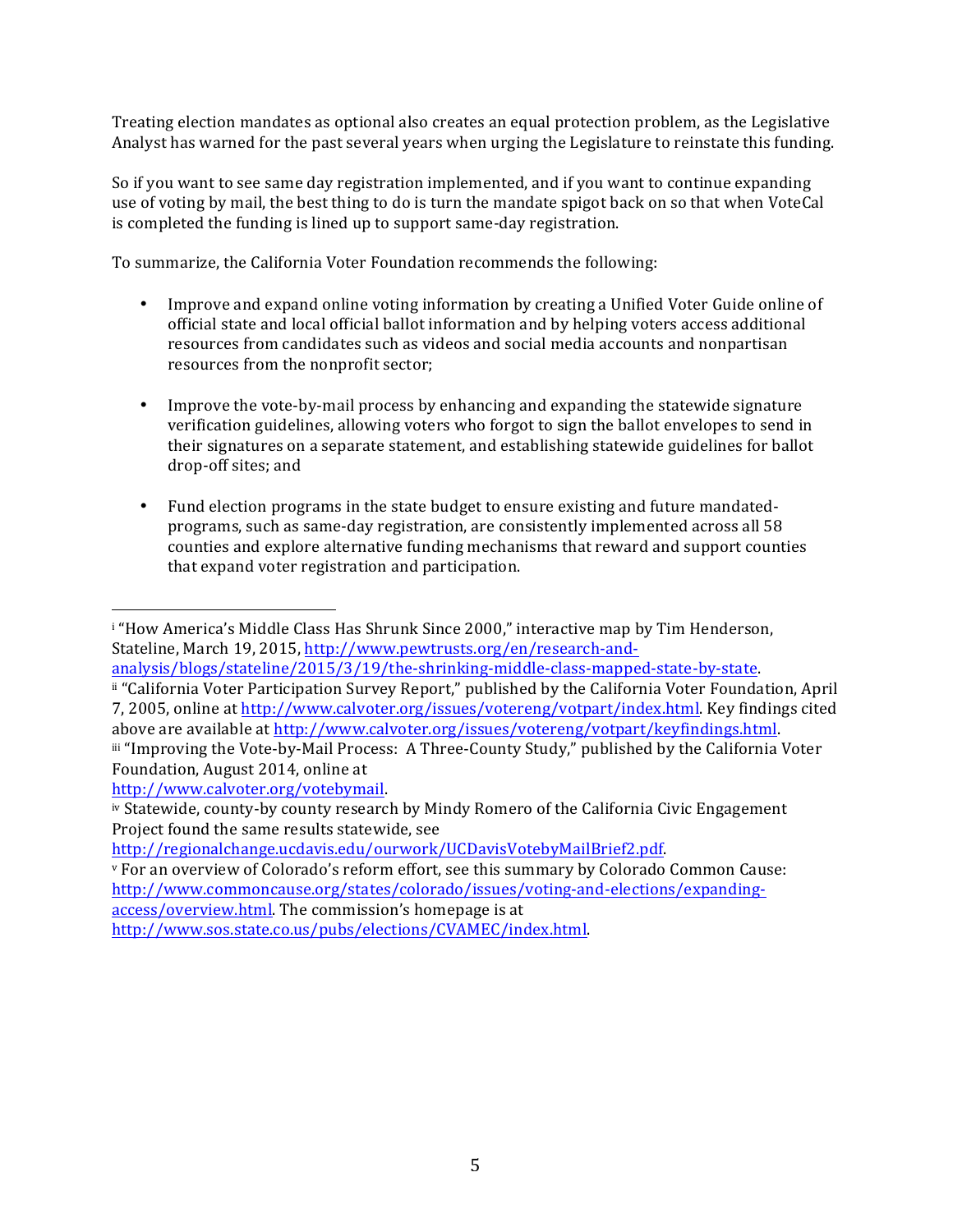Treating election mandates as optional also creates an equal protection problem, as the Legislative Analyst has warned for the past several years when urging the Legislature to reinstate this funding.

So if you want to see same day registration implemented, and if you want to continue expanding use of voting by mail, the best thing to do is turn the mandate spigot back on so that when VoteCal is completed the funding is lined up to support same-day registration.

To summarize, the California Voter Foundation recommends the following:

- Improve and expand online voting information by creating a Unified Voter Guide online of official state and local official ballot information and by helping voters access additional resources from candidates such as videos and social media accounts and nonpartisan resources from the nonprofit sector;

- Improve the vote-by-mail process by enhancing and expanding the statewide signature verification guidelines, allowing voters who forgot to sign the ballot envelopes to send in their signatures on a separate statement, and establishing statewide guidelines for ballot drop-off sites; and

- Fund election programs in the state budget to ensure existing and future mandated-programs, such as same-day registration, are consistently implemented across all 58 counties and explore alternative funding mechanisms that reward and support counties that expand voter registration and participation.

---

[i] "How America's Middle Class Has Shrunk Since 2000," interactive map by Tim Henderson, Stateline, March 19, 2015, http://www.pewtrusts.org/en/research-and-analysis/blogs/stateline/2015/3/19/the-shrinking-middle-class-mapped-state-by-state.

[ii] "California Voter Participation Survey Report," published by the California Voter Foundation, April 7, 2005, online at http://www.calvoter.org/issues/votereng/votpart/index.html. Key findings cited above are available at http://www.calvoter.org/issues/votereng/votpart/keyfindings.html.

[iii] "Improving the Vote-by-Mail Process: A Three-County Study," published by the California Voter Foundation, August 2014, online at http://www.calvoter.org/votebymail.

[iv] Statewide, county-by county research by Mindy Romero of the California Civic Engagement Project found the same results statewide, see http://regionalchange.ucdavis.edu/ourwork/UCDavisVotebyMailBrief2.pdf.

[v] For an overview of Colorado's reform effort, see this summary by Colorado Common Cause: http://www.commoncause.org/states/colorado/issues/voting-and-elections/expanding-access/overview.html. The commission's homepage is at http://www.sos.state.co.us/pubs/elections/CVAMEC/index.html.